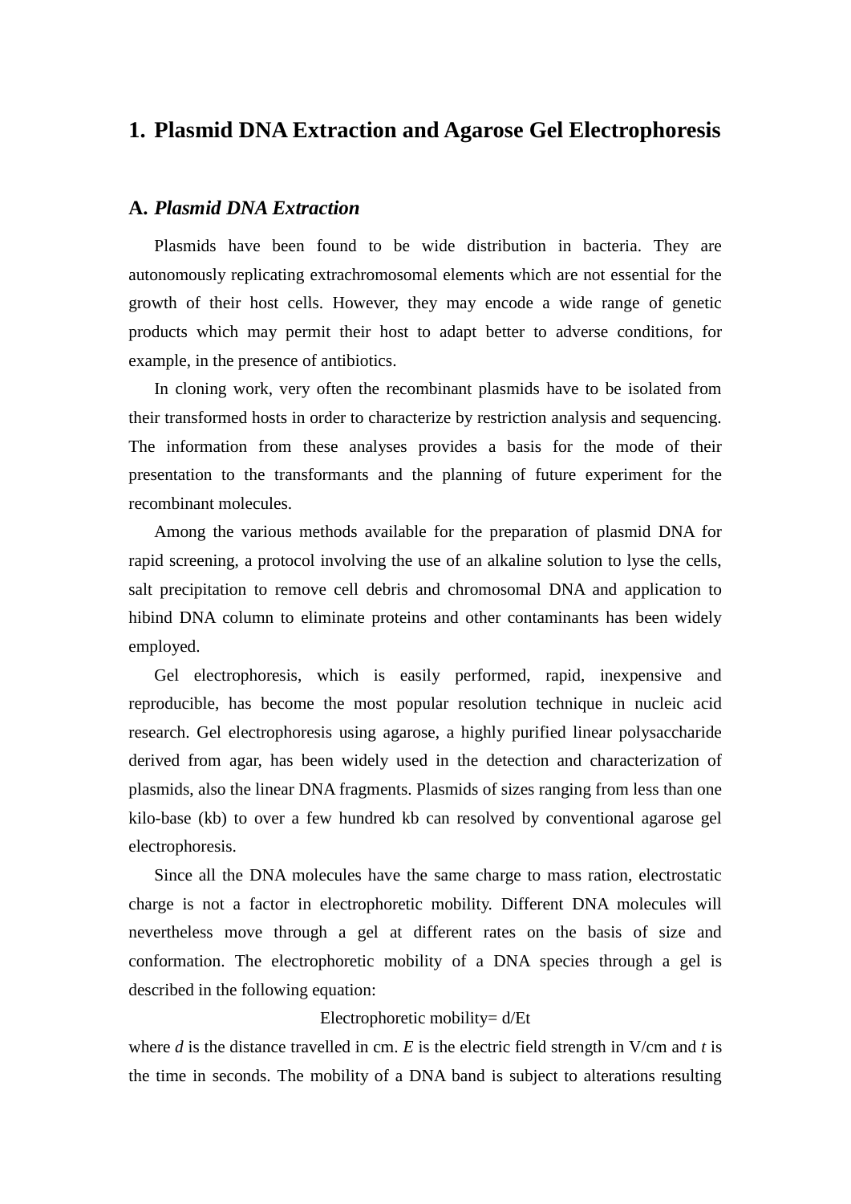# 1. Plasmid DNA Extraction and Agarose Gel Electrophoresis

## A. *Plasmid DNA Extraction*

Plasmids have been found to be wide distribution in bacteria. They are autonomously replicating extrachromosomal elements which are not essential for the growth of their host cells. However, they may encode a wide range of genetic products which may permit their host to adapt better to adverse conditions, for example, in the presence of antibiotics.

In cloning work, very often the recombinant plasmids have to be isolated from their transformed hosts in order to characterize by restriction analysis and sequencing. The information from these analyses provides a basis for the mode of their presentation to the transformants and the planning of future experiment for the recombinant molecules.

Among the various methods available for the preparation of plasmid DNA for rapid screening, a protocol involving the use of an alkaline solution to lyse the cells, salt precipitation to remove cell debris and chromosomal DNA and application to hibind DNA column to eliminate proteins and other contaminants has been widely employed.

Gel electrophoresis, which is easily performed, rapid, inexpensive and reproducible, has become the most popular resolution technique in nucleic acid research. Gel electrophoresis using agarose, a highly purified linear polysaccharide derived from agar, has been widely used in the detection and characterization of plasmids, also the linear DNA fragments. Plasmids of sizes ranging from less than one kilo-base (kb) to over a few hundred kb can resolved by conventional agarose gel electrophoresis.

Since all the DNA molecules have the same charge to mass ration, electrostatic charge is not a factor in electrophoretic mobility. Different DNA molecules will nevertheless move through a gel at different rates on the basis of size and conformation. The electrophoretic mobility of a DNA species through a gel is described in the following equation:

$$\text{Electrophoretic mobility} = d/Et$$

where $d$ is the distance travelled in cm. $E$ is the electric field strength in V/cm and $t$ is the time in seconds. The mobility of a DNA band is subject to alterations resulting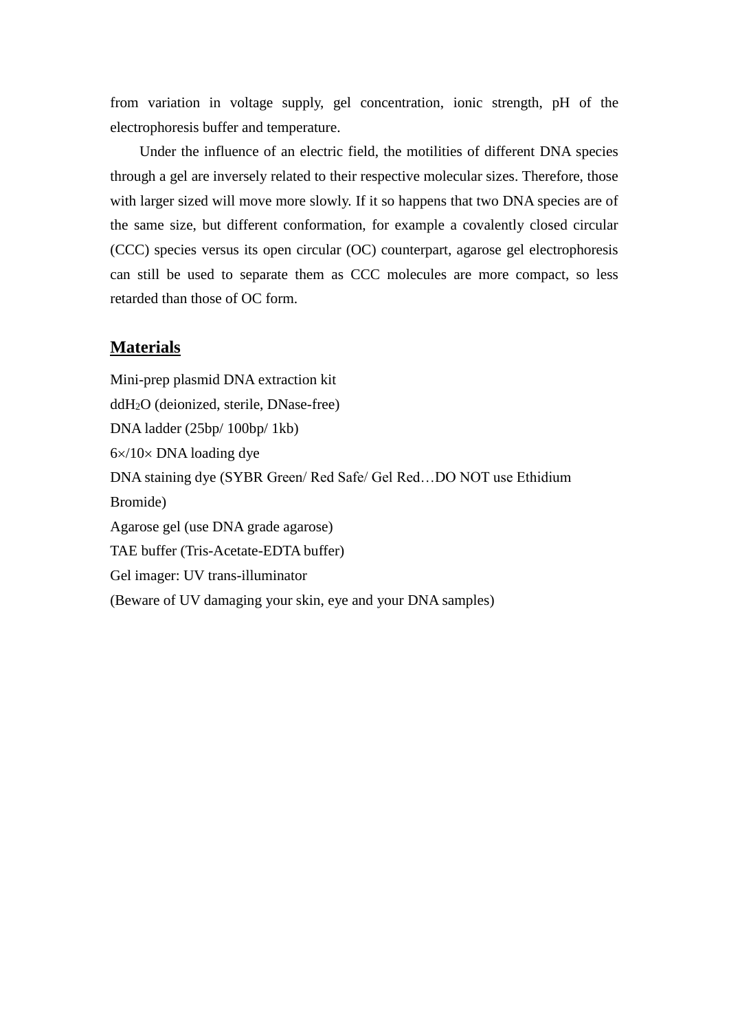from variation in voltage supply, gel concentration, ionic strength, pH of the electrophoresis buffer and temperature.

Under the influence of an electric field, the motilities of different DNA species through a gel are inversely related to their respective molecular sizes. Therefore, those with larger sized will move more slowly. If it so happens that two DNA species are of the same size, but different conformation, for example a covalently closed circular (CCC) species versus its open circular (OC) counterpart, agarose gel electrophoresis can still be used to separate them as CCC molecules are more compact, so less retarded than those of OC form.

## Materials

Mini-prep plasmid DNA extraction kit

dd$H_2O$ (deionized, sterile, DNase-free)

DNA ladder (25bp/ 100bp/ 1kb)

6×/10× DNA loading dye

DNA staining dye (SYBR Green/ Red Safe/ Gel Red…DO NOT use Ethidium Bromide)

Agarose gel (use DNA grade agarose)

TAE buffer (Tris-Acetate-EDTA buffer)

Gel imager: UV trans-illuminator

(Beware of UV damaging your skin, eye and your DNA samples)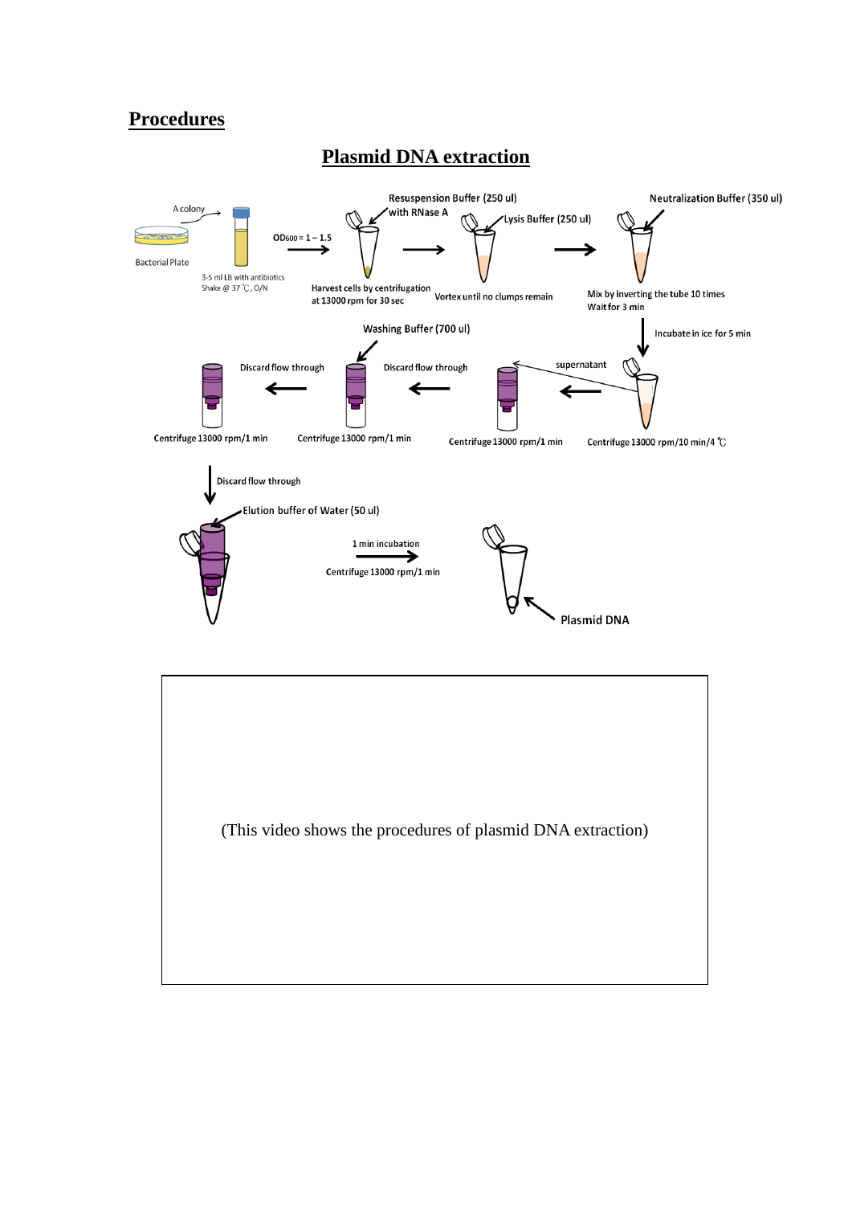## Procedures

### Plasmid DNA extraction

A colony

Bacterial Plate

3-5 ml LB with antibiotics
Shake @ 37 ℃, O/N

$OD_{600}$ = 1 – 1.5

Resuspension Buffer (250 ul) with RNase A

Harvest cells by centrifugation at 13000 rpm for 30 sec

Lysis Buffer (250 ul)

Vortex until no clumps remain

Neutralization Buffer (350 ul)

Mix by inverting the tube 10 times
Wait for 3 min

Incubate in ice for 5 min

Centrifuge 13000 rpm/10 min/4 ℃

supernatant

Centrifuge 13000 rpm/1 min

Washing Buffer (700 ul)

Discard flow through

Centrifuge 13000 rpm/1 min

Discard flow through

Centrifuge 13000 rpm/1 min

Discard flow through

Elution buffer of Water (50 ul)

1 min incubation

Centrifuge 13000 rpm/1 min

Plasmid DNA

(This video shows the procedures of plasmid DNA extraction)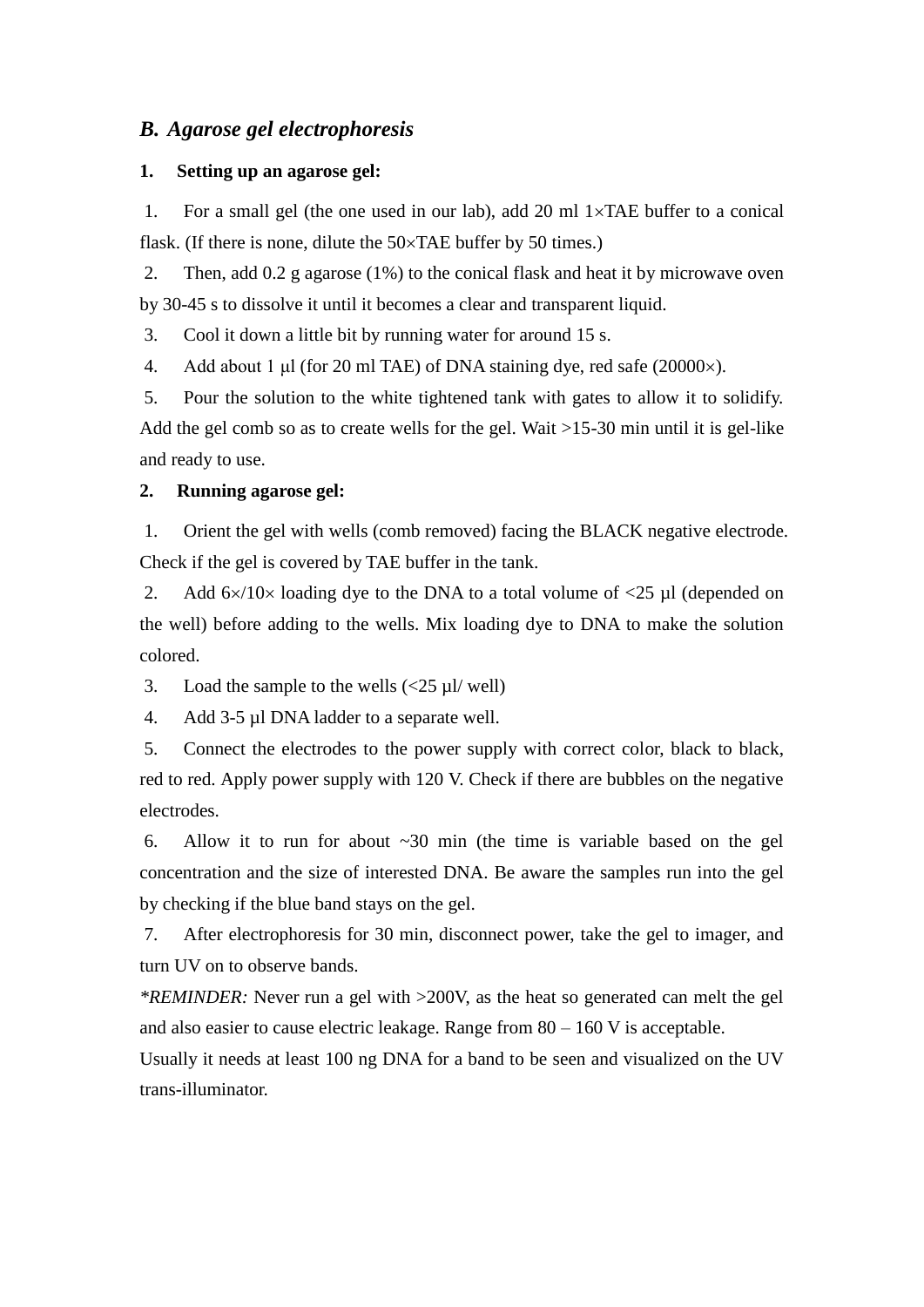## *B. Agarose gel electrophoresis*

### 1. Setting up an agarose gel:

1. For a small gel (the one used in our lab), add 20 ml 1×TAE buffer to a conical flask. (If there is none, dilute the 50×TAE buffer by 50 times.)
2. Then, add 0.2 g agarose (1%) to the conical flask and heat it by microwave oven by 30-45 s to dissolve it until it becomes a clear and transparent liquid.
3. Cool it down a little bit by running water for around 15 s.
4. Add about 1 µl (for 20 ml TAE) of DNA staining dye, red safe (20000×).
5. Pour the solution to the white tightened tank with gates to allow it to solidify. Add the gel comb so as to create wells for the gel. Wait >15-30 min until it is gel-like and ready to use.

### 2. Running agarose gel:

1. Orient the gel with wells (comb removed) facing the BLACK negative electrode. Check if the gel is covered by TAE buffer in the tank.
2. Add 6×/10× loading dye to the DNA to a total volume of <25 µl (depended on the well) before adding to the wells. Mix loading dye to DNA to make the solution colored.
3. Load the sample to the wells (<25 µl/ well)
4. Add 3-5 µl DNA ladder to a separate well.
5. Connect the electrodes to the power supply with correct color, black to black, red to red. Apply power supply with 120 V. Check if there are bubbles on the negative electrodes.
6. Allow it to run for about ~30 min (the time is variable based on the gel concentration and the size of interested DNA. Be aware the samples run into the gel by checking if the blue band stays on the gel.
7. After electrophoresis for 30 min, disconnect power, take the gel to imager, and turn UV on to observe bands.

*\*REMINDER:* Never run a gel with >200V, as the heat so generated can melt the gel and also easier to cause electric leakage. Range from 80 – 160 V is acceptable.

Usually it needs at least 100 ng DNA for a band to be seen and visualized on the UV trans-illuminator.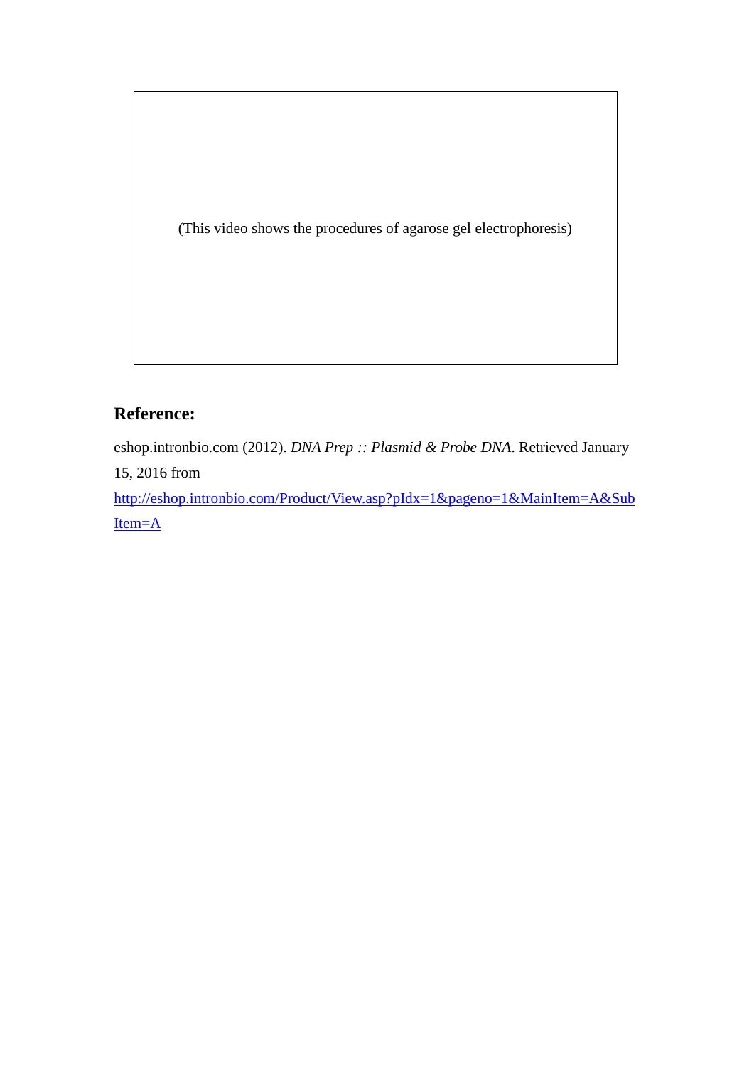(This video shows the procedures of agarose gel electrophoresis)

**Reference:**

eshop.intronbio.com (2012). *DNA Prep :: Plasmid & Probe DNA*. Retrieved January 15, 2016 from http://eshop.intronbio.com/Product/View.asp?pIdx=1&pageno=1&MainItem=A&SubItem=A